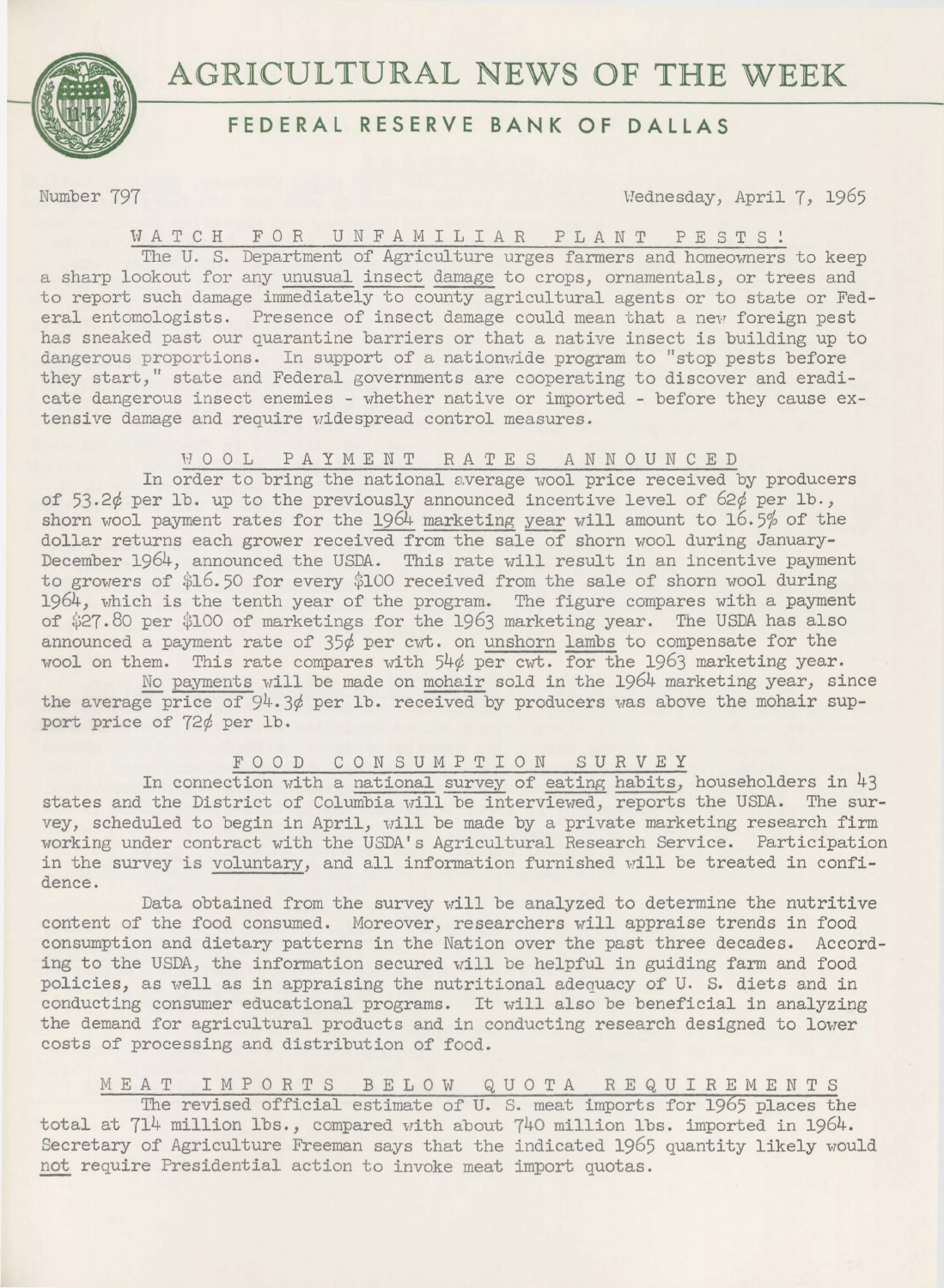# AGRICULTURAL NEWS OF THE WEEK

## FEDERAL RESERVE BANK OF DALLAS

Number 797 Wednesday, April 7, 1965

### WATCH FOR UNFAMILIAR PLANT PESTS!

The U. S. Department of Agriculture urges farmers and homeowners to keep a sharp lookout for any unusual insect damage to crops, ornamentals, or trees and to report such damage immediately to county agricultural agents or to state or Federal entomologists. Presence of insect damage could mean that a new foreign pest has sneaked past our quarantine barriers or that a native insect is building up to dangerous proportions. In support of a nationwide program to "stop pests before they start," state and Federal governments are cooperating to discover and eradicate dangerous insect enemies - whether native or imported - before they cause extensive damage and require widespread control measures.

### WOOL PAYMENT RATES ANNOUNCED

In order to bring the national average wool price received by producers of 53.2¢ per lb. up to the previously announced incentive level of 62¢ per lb., shorn wool payment rates for the 1964 marketing year will amount to 16.5% of the dollar returns each grower received from the sale of shorn wool during January-December 1964, announced the USDA. This rate will result in an incentive payment to growers of $16.50 for every $100 received from the sale of shorn wool during 1964, which is the tenth year of the program. The figure compares with a payment of $27.80 per $100 of marketings for the 1963 marketing year. The USDA has also announced a payment rate of 35¢ per cwt. on unshorn lambs to compensate for the wool on them. This rate compares with 54¢ per cwt. for the 1963 marketing year.

No payments will be made on mohair sold in the 1964 marketing year, since the average price of 94.3¢ per lb. received by producers was above the mohair support price of 72¢ per lb.

### FOOD CONSUMPTION SURVEY

In connection with a national survey of eating habits, householders in 43 states and the District of Columbia will be interviewed, reports the USDA. The survey, scheduled to begin in April, will be made by a private marketing research firm working under contract with the USDA's Agricultural Research Service. Participation in the survey is voluntary, and all information furnished will be treated in confidence.

Data obtained from the survey will be analyzed to determine the nutritive content of the food consumed. Moreover, researchers will appraise trends in food consumption and dietary patterns in the Nation over the past three decades. According to the USDA, the information secured will be helpful in guiding farm and food policies, as well as in appraising the nutritional adequacy of U. S. diets and in conducting consumer educational programs. It will also be beneficial in analyzing the demand for agricultural products and in conducting research designed to lower costs of processing and distribution of food.

### MEAT IMPORTS BELOW QUOTA REQUIREMENTS

The revised official estimate of U. S. meat imports for 1965 places the total at 714 million lbs., compared with about 740 million lbs. imported in 1964. Secretary of Agriculture Freeman says that the indicated 1965 quantity likely would not require Presidential action to invoke meat import quotas.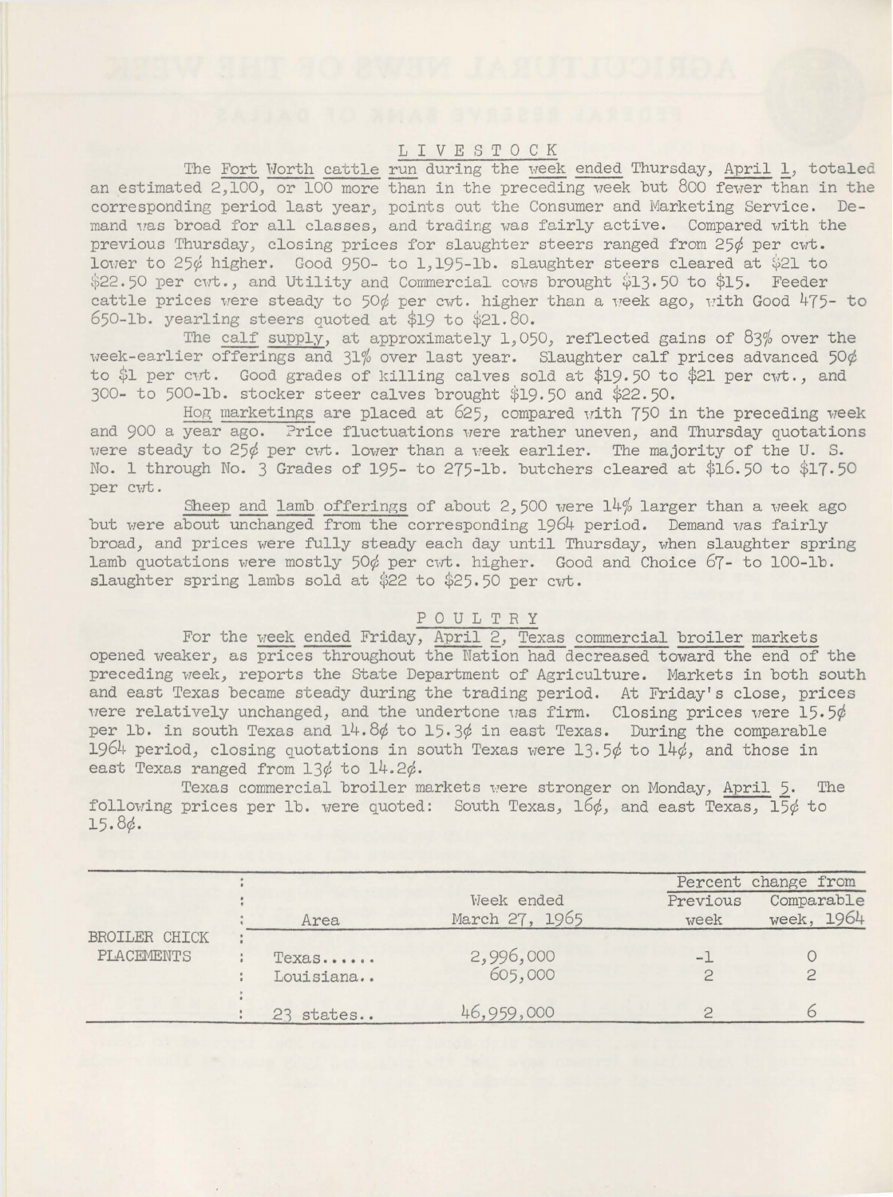## LIVESTOCK

The Fort Worth cattle run during the week ended Thursday, April 1, totaled an estimated 2,100, or 100 more than in the preceding week but 800 fewer than in the corresponding period last year, points out the Consumer and Marketing Service. Demand was broad for all classes, and trading was fairly active. Compared with the previous Thursday, closing prices for slaughter steers ranged from 25¢ per cwt. lower to 25¢ higher. Good 950- to 1,195-lb. slaughter steers cleared at $21 to $22.50 per cwt., and Utility and Commercial cows brought $13.50 to $15. Feeder cattle prices were steady to 50¢ per cwt. higher than a week ago, with Good 475- to 650-lb. yearling steers quoted at $19 to $21.80.

The calf supply, at approximately 1,050, reflected gains of 83% over the week-earlier offerings and 31% over last year. Slaughter calf prices advanced 50¢ to $1 per cwt. Good grades of killing calves sold at $19.50 to $21 per cwt., and 300- to 500-lb. stocker steer calves brought $19.50 and $22.50.

Hog marketings are placed at 625, compared with 750 in the preceding week and 900 a year ago. Price fluctuations were rather uneven, and Thursday quotations were steady to 25¢ per cwt. lower than a week earlier. The majority of the U. S. No. 1 through No. 3 Grades of 195- to 275-lb. butchers cleared at $16.50 to $17.50 per cwt.

Sheep and lamb offerings of about 2,500 were 14% larger than a week ago but were about unchanged from the corresponding 1964 period. Demand was fairly broad, and prices were fully steady each day until Thursday, when slaughter spring lamb quotations were mostly 50¢ per cwt. higher. Good and Choice 67- to 100-lb. slaughter spring lambs sold at $22 to $25.50 per cwt.

## POULTRY

For the week ended Friday, April 2, Texas commercial broiler markets opened weaker, as prices throughout the Nation had decreased toward the end of the preceding week, reports the State Department of Agriculture. Markets in both south and east Texas became steady during the trading period. At Friday's close, prices were relatively unchanged, and the undertone was firm. Closing prices were 15.5¢ per lb. in south Texas and 14.8¢ to 15.3¢ in east Texas. During the comparable 1964 period, closing quotations in south Texas were 13.5¢ to 14¢, and those in east Texas ranged from 13¢ to 14.2¢.

Texas commercial broiler markets were stronger on Monday, April 5. The following prices per lb. were quoted: South Texas, 16¢, and east Texas, 15¢ to 15.8¢.

| | Area | Week ended March 27, 1965 | Percent change from Previous week | Percent change from Comparable week, 1964 |
|---|---|---|---|---|
| BROILER CHICK PLACEMENTS | Texas...... | 2,996,000 | -1 | 0 |
| | Louisiana.. | 605,000 | 2 | 2 |
| | 23 states.. | 46,959,000 | 2 | 6 |